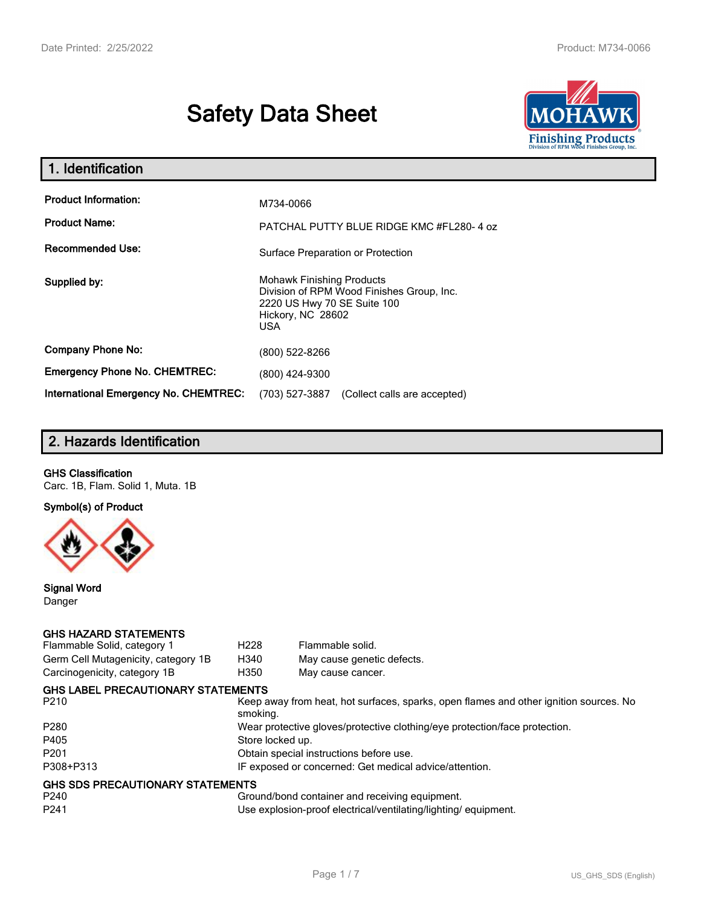# Safety Data Sheet

## 1. Identification

| | |
|---|---|
| **Product Information:** | M734-0066 |
| **Product Name:** | PATCHAL PUTTY BLUE RIDGE KMC #FL280- 4 oz |
| **Recommended Use:** | Surface Preparation or Protection |
| **Supplied by:** | Mohawk Finishing Products<br>Division of RPM Wood Finishes Group, Inc.<br>2220 US Hwy 70 SE Suite 100<br>Hickory, NC 28602<br>USA |
| **Company Phone No:** | (800) 522-8266 |
| **Emergency Phone No. CHEMTREC:** | (800) 424-9300 |
| **International Emergency No. CHEMTREC:** | (703) 527-3887 (Collect calls are accepted) |

## 2. Hazards Identification

**GHS Classification**

Carc. 1B, Flam. Solid 1, Muta. 1B

**Symbol(s) of Product**

**Signal Word**

Danger

**GHS HAZARD STATEMENTS**

| | | |
|---|---|---|
| Flammable Solid, category 1 | H228 | Flammable solid. |
| Germ Cell Mutagenicity, category 1B | H340 | May cause genetic defects. |
| Carcinogenicity, category 1B | H350 | May cause cancer. |

**GHS LABEL PRECAUTIONARY STATEMENTS**

| | |
|---|---|
| P210 | Keep away from heat, hot surfaces, sparks, open flames and other ignition sources. No smoking. |
| P280 | Wear protective gloves/protective clothing/eye protection/face protection. |
| P405 | Store locked up. |
| P201 | Obtain special instructions before use. |
| P308+P313 | IF exposed or concerned: Get medical advice/attention. |

**GHS SDS PRECAUTIONARY STATEMENTS**

| | |
|---|---|
| P240 | Ground/bond container and receiving equipment. |
| P241 | Use explosion-proof electrical/ventilating/lighting/ equipment. |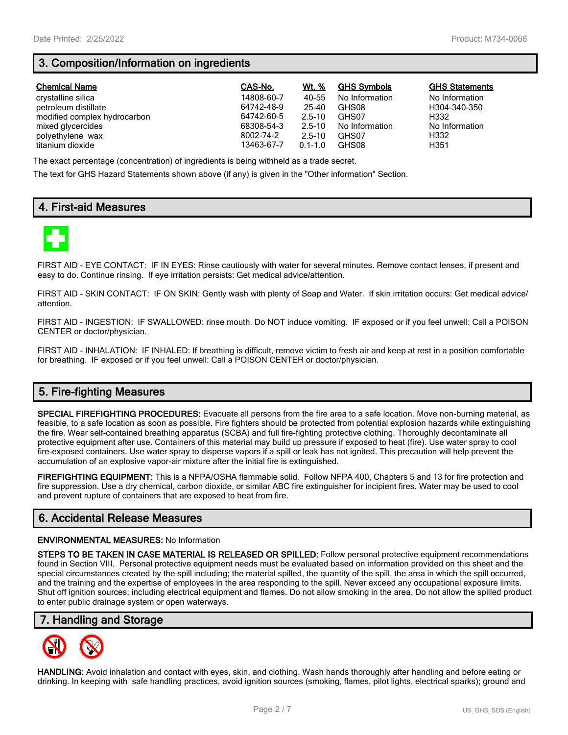## 3. Composition/Information on ingredients

| Chemical Name | CAS-No. | Wt. % | GHS Symbols | GHS Statements |
|---|---|---|---|---|
| crystalline silica | 14808-60-7 | 40-55 | No Information | No Information |
| petroleum distillate | 64742-48-9 | 25-40 | GHS08 | H304-340-350 |
| modified complex hydrocarbon | 64742-60-5 | 2.5-10 | GHS07 | H332 |
| mixed glycercides | 68308-54-3 | 2.5-10 | No Information | No Information |
| polyethylene wax | 8002-74-2 | 2.5-10 | GHS07 | H332 |
| titanium dioxide | 13463-67-7 | 0.1-1.0 | GHS08 | H351 |

The exact percentage (concentration) of ingredients is being withheld as a trade secret.

The text for GHS Hazard Statements shown above (if any) is given in the "Other information" Section.

## 4. First-aid Measures

FIRST AID - EYE CONTACT: IF IN EYES: Rinse cautiously with water for several minutes. Remove contact lenses, if present and easy to do. Continue rinsing. If eye irritation persists: Get medical advice/attention.

FIRST AID - SKIN CONTACT: IF ON SKIN: Gently wash with plenty of Soap and Water. If skin irritation occurs: Get medical advice/ attention.

FIRST AID - INGESTION: IF SWALLOWED: rinse mouth. Do NOT induce vomiting. IF exposed or if you feel unwell: Call a POISON CENTER or doctor/physician.

FIRST AID - INHALATION: IF INHALED: If breathing is difficult, remove victim to fresh air and keep at rest in a position comfortable for breathing. IF exposed or if you feel unwell: Call a POISON CENTER or doctor/physician.

## 5. Fire-fighting Measures

**SPECIAL FIREFIGHTING PROCEDURES:** Evacuate all persons from the fire area to a safe location. Move non-burning material, as feasible, to a safe location as soon as possible. Fire fighters should be protected from potential explosion hazards while extinguishing the fire. Wear self-contained breathing apparatus (SCBA) and full fire-fighting protective clothing. Thoroughly decontaminate all protective equipment after use. Containers of this material may build up pressure if exposed to heat (fire). Use water spray to cool fire-exposed containers. Use water spray to disperse vapors if a spill or leak has not ignited. This precaution will help prevent the accumulation of an explosive vapor-air mixture after the initial fire is extinguished.

**FIREFIGHTING EQUIPMENT:** This is a NFPA/OSHA flammable solid. Follow NFPA 400, Chapters 5 and 13 for fire protection and fire suppression. Use a dry chemical, carbon dioxide, or similar ABC fire extinguisher for incipient fires. Water may be used to cool and prevent rupture of containers that are exposed to heat from fire.

## 6. Accidental Release Measures

**ENVIRONMENTAL MEASURES:** No Information

**STEPS TO BE TAKEN IN CASE MATERIAL IS RELEASED OR SPILLED:** Follow personal protective equipment recommendations found in Section VIII. Personal protective equipment needs must be evaluated based on information provided on this sheet and the special circumstances created by the spill including; the material spilled, the quantity of the spill, the area in which the spill occurred, and the training and the expertise of employees in the area responding to the spill. Never exceed any occupational exposure limits. Shut off ignition sources; including electrical equipment and flames. Do not allow smoking in the area. Do not allow the spilled product to enter public drainage system or open waterways.

## 7. Handling and Storage

**HANDLING:** Avoid inhalation and contact with eyes, skin, and clothing. Wash hands thoroughly after handling and before eating or drinking. In keeping with safe handling practices, avoid ignition sources (smoking, flames, pilot lights, electrical sparks); ground and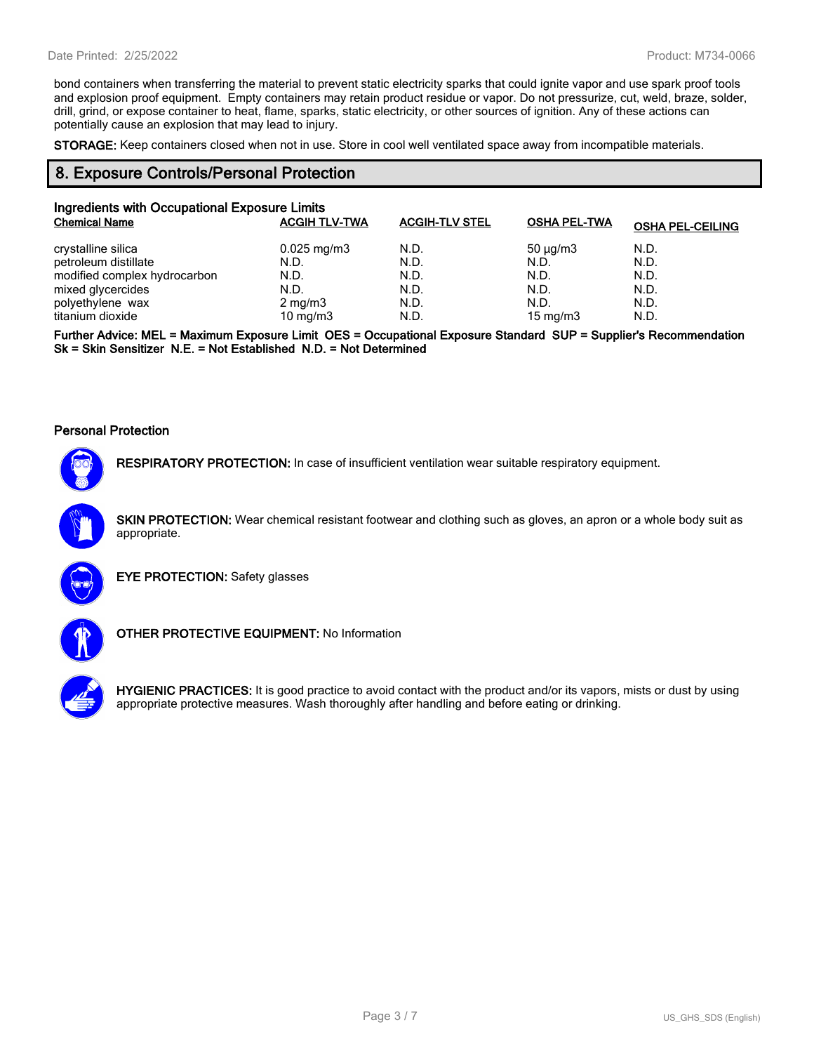bond containers when transferring the material to prevent static electricity sparks that could ignite vapor and use spark proof tools and explosion proof equipment.  Empty containers may retain product residue or vapor. Do not pressurize, cut, weld, braze, solder, drill, grind, or expose container to heat, flame, sparks, static electricity, or other sources of ignition. Any of these actions can potentially cause an explosion that may lead to injury.

**STORAGE:** Keep containers closed when not in use. Store in cool well ventilated space away from incompatible materials.

## 8. Exposure Controls/Personal Protection

### Ingredients with Occupational Exposure Limits

| Chemical Name | ACGIH TLV-TWA | ACGIH-TLV STEL | OSHA PEL-TWA | OSHA PEL-CEILING |
|---|---|---|---|---|
| crystalline silica | 0.025 mg/m3 | N.D. | 50 µg/m3 | N.D. |
| petroleum distillate | N.D. | N.D. | N.D. | N.D. |
| modified complex hydrocarbon | N.D. | N.D. | N.D. | N.D. |
| mixed glycercides | N.D. | N.D. | N.D. | N.D. |
| polyethylene  wax | 2 mg/m3 | N.D. | N.D. | N.D. |
| titanium dioxide | 10 mg/m3 | N.D. | 15 mg/m3 | N.D. |

**Further Advice: MEL = Maximum Exposure Limit  OES = Occupational Exposure Standard  SUP = Supplier's Recommendation**
**Sk = Skin Sensitizer  N.E. = Not Established  N.D. = Not Determined**

### Personal Protection

**RESPIRATORY PROTECTION:** In case of insufficient ventilation wear suitable respiratory equipment.

**SKIN PROTECTION:** Wear chemical resistant footwear and clothing such as gloves, an apron or a whole body suit as appropriate.

**EYE PROTECTION:** Safety glasses

**OTHER PROTECTIVE EQUIPMENT:** No Information

**HYGIENIC PRACTICES:** It is good practice to avoid contact with the product and/or its vapors, mists or dust by using appropriate protective measures. Wash thoroughly after handling and before eating or drinking.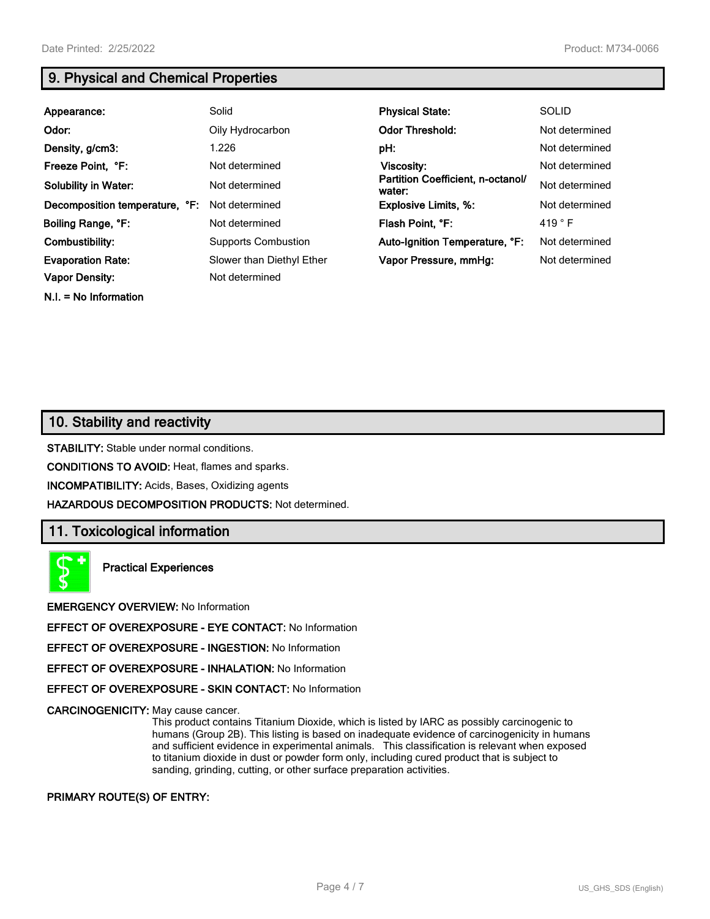## 9. Physical and Chemical Properties

| | | | |
|---|---|---|---|
| **Appearance:** | Solid | **Physical State:** | SOLID |
| **Odor:** | Oily Hydrocarbon | **Odor Threshold:** | Not determined |
| **Density, g/cm3:** | 1.226 | **pH:** | Not determined |
| **Freeze Point, °F:** | Not determined | **Viscosity:** | Not determined |
| **Solubility in Water:** | Not determined | **Partition Coefficient, n-octanol/ water:** | Not determined |
| **Decomposition temperature, °F:** | Not determined | **Explosive Limits, %:** | Not determined |
| **Boiling Range, °F:** | Not determined | **Flash Point, °F:** | 419 ° F |
| **Combustibility:** | Supports Combustion | **Auto-Ignition Temperature, °F:** | Not determined |
| **Evaporation Rate:** | Slower than Diethyl Ether | **Vapor Pressure, mmHg:** | Not determined |
| **Vapor Density:** | Not determined | | |

**N.I. = No Information**

## 10. Stability and reactivity

**STABILITY:** Stable under normal conditions.

**CONDITIONS TO AVOID:** Heat, flames and sparks.

**INCOMPATIBILITY:** Acids, Bases, Oxidizing agents

**HAZARDOUS DECOMPOSITION PRODUCTS:** Not determined.

## 11. Toxicological information

**Practical Experiences**

**EMERGENCY OVERVIEW:** No Information

**EFFECT OF OVEREXPOSURE - EYE CONTACT:** No Information

**EFFECT OF OVEREXPOSURE - INGESTION:** No Information

**EFFECT OF OVEREXPOSURE - INHALATION:** No Information

**EFFECT OF OVEREXPOSURE - SKIN CONTACT:** No Information

**CARCINOGENICITY:** May cause cancer.
This product contains Titanium Dioxide, which is listed by IARC as possibly carcinogenic to humans (Group 2B). This listing is based on inadequate evidence of carcinogenicity in humans and sufficient evidence in experimental animals. This classification is relevant when exposed to titanium dioxide in dust or powder form only, including cured product that is subject to sanding, grinding, cutting, or other surface preparation activities.

**PRIMARY ROUTE(S) OF ENTRY:**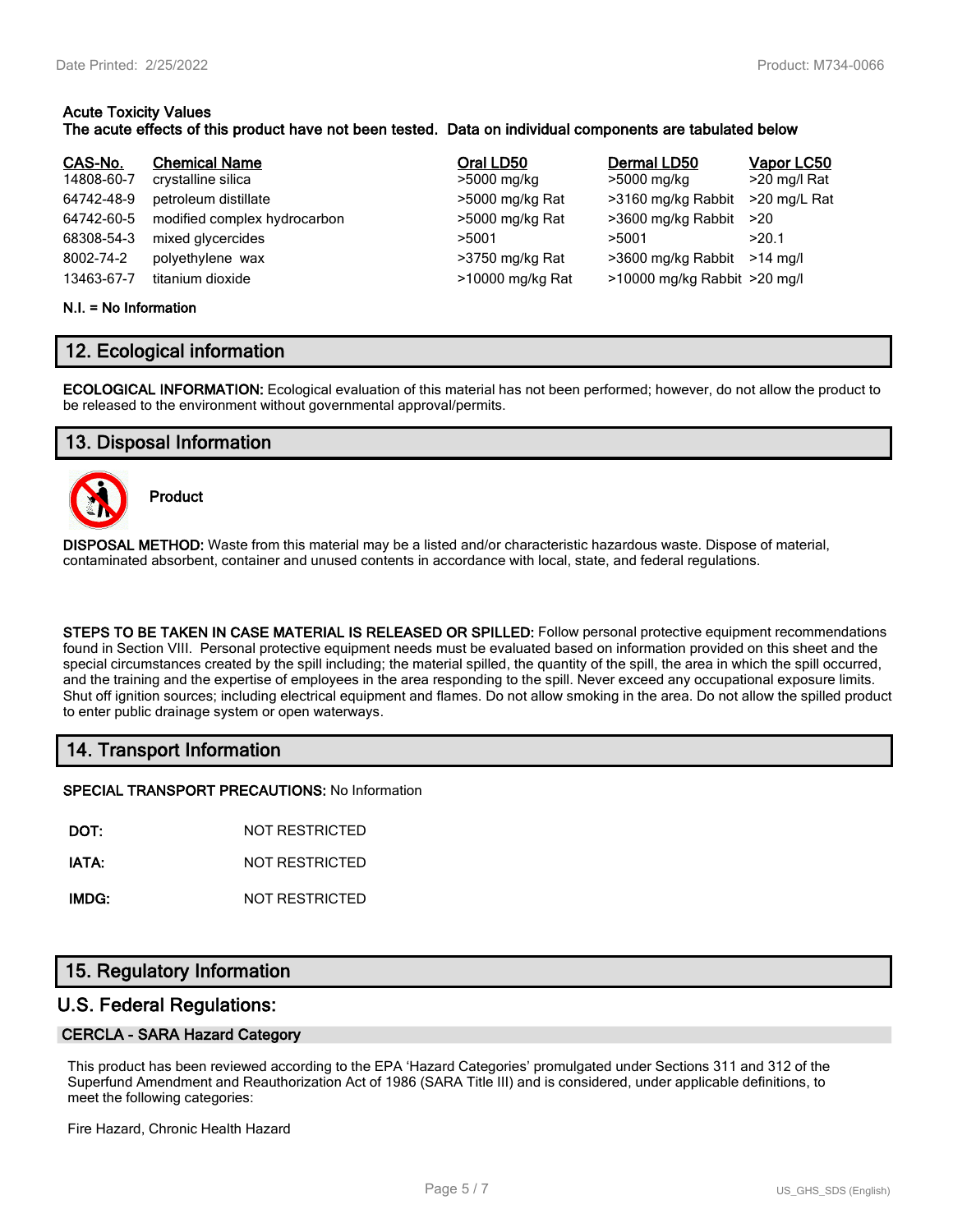**Acute Toxicity Values**
**The acute effects of this product have not been tested. Data on individual components are tabulated below**

| CAS-No. | Chemical Name | Oral LD50 | Dermal LD50 | Vapor LC50 |
|---|---|---|---|---|
| 14808-60-7 | crystalline silica | >5000 mg/kg | >5000 mg/kg | >20 mg/l Rat |
| 64742-48-9 | petroleum distillate | >5000 mg/kg Rat | >3160 mg/kg Rabbit | >20 mg/L Rat |
| 64742-60-5 | modified complex hydrocarbon | >5000 mg/kg Rat | >3600 mg/kg Rabbit | >20 |
| 68308-54-3 | mixed glycercides | >5001 | >5001 | >20.1 |
| 8002-74-2 | polyethylene wax | >3750 mg/kg Rat | >3600 mg/kg Rabbit | >14 mg/l |
| 13463-67-7 | titanium dioxide | >10000 mg/kg Rat | >10000 mg/kg Rabbit | >20 mg/l |

**N.I. = No Information**

## 12. Ecological information

**ECOLOGICAL INFORMATION:** Ecological evaluation of this material has not been performed; however, do not allow the product to be released to the environment without governmental approval/permits.

## 13. Disposal Information

**Product**

**DISPOSAL METHOD:** Waste from this material may be a listed and/or characteristic hazardous waste. Dispose of material, contaminated absorbent, container and unused contents in accordance with local, state, and federal regulations.

**STEPS TO BE TAKEN IN CASE MATERIAL IS RELEASED OR SPILLED:** Follow personal protective equipment recommendations found in Section VIII. Personal protective equipment needs must be evaluated based on information provided on this sheet and the special circumstances created by the spill including; the material spilled, the quantity of the spill, the area in which the spill occurred, and the training and the expertise of employees in the area responding to the spill. Never exceed any occupational exposure limits. Shut off ignition sources; including electrical equipment and flames. Do not allow smoking in the area. Do not allow the spilled product to enter public drainage system or open waterways.

## 14. Transport Information

**SPECIAL TRANSPORT PRECAUTIONS:** No Information

**DOT:** NOT RESTRICTED

**IATA:** NOT RESTRICTED

**IMDG:** NOT RESTRICTED

## 15. Regulatory Information

### U.S. Federal Regulations:

#### CERCLA - SARA Hazard Category

This product has been reviewed according to the EPA 'Hazard Categories' promulgated under Sections 311 and 312 of the Superfund Amendment and Reauthorization Act of 1986 (SARA Title III) and is considered, under applicable definitions, to meet the following categories:

Fire Hazard, Chronic Health Hazard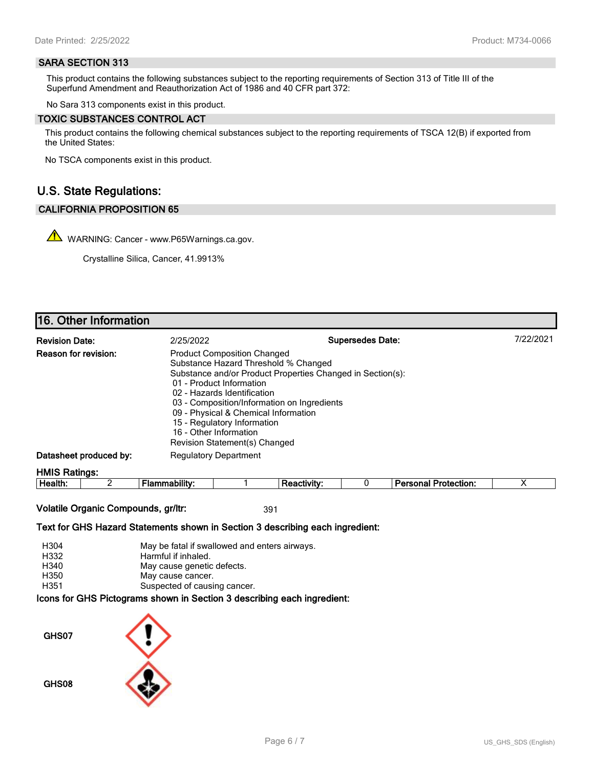### SARA SECTION 313

This product contains the following substances subject to the reporting requirements of Section 313 of Title III of the Superfund Amendment and Reauthorization Act of 1986 and 40 CFR part 372:

No Sara 313 components exist in this product.

### TOXIC SUBSTANCES CONTROL ACT

This product contains the following chemical substances subject to the reporting requirements of TSCA 12(B) if exported from the United States:

No TSCA components exist in this product.

## U.S. State Regulations:

### CALIFORNIA PROPOSITION 65

WARNING: Cancer - www.P65Warnings.ca.gov.

Crystalline Silica, Cancer, 41.9913%

## 16. Other Information

**Revision Date:** 2/25/2022 **Supersedes Date:** 7/22/2021

**Reason for revision:**
Product Composition Changed
Substance Hazard Threshold % Changed
Substance and/or Product Properties Changed in Section(s):
- 01 - Product Information
- 02 - Hazards Identification
- 03 - Composition/Information on Ingredients
- 09 - Physical & Chemical Information
- 15 - Regulatory Information
- 16 - Other Information

Revision Statement(s) Changed

**Datasheet produced by:** Regulatory Department

**HMIS Ratings:**

| Health: | 2 | Flammability: | 1 | Reactivity: | 0 | Personal Protection: | X |
|---|---|---|---|---|---|---|---|

**Volatile Organic Compounds, gr/ltr:** 391

**Text for GHS Hazard Statements shown in Section 3 describing each ingredient:**

| | |
|---|---|
| H304 | May be fatal if swallowed and enters airways. |
| H332 | Harmful if inhaled. |
| H340 | May cause genetic defects. |
| H350 | May cause cancer. |
| H351 | Suspected of causing cancer. |

**Icons for GHS Pictograms shown in Section 3 describing each ingredient:**

GHS07

GHS08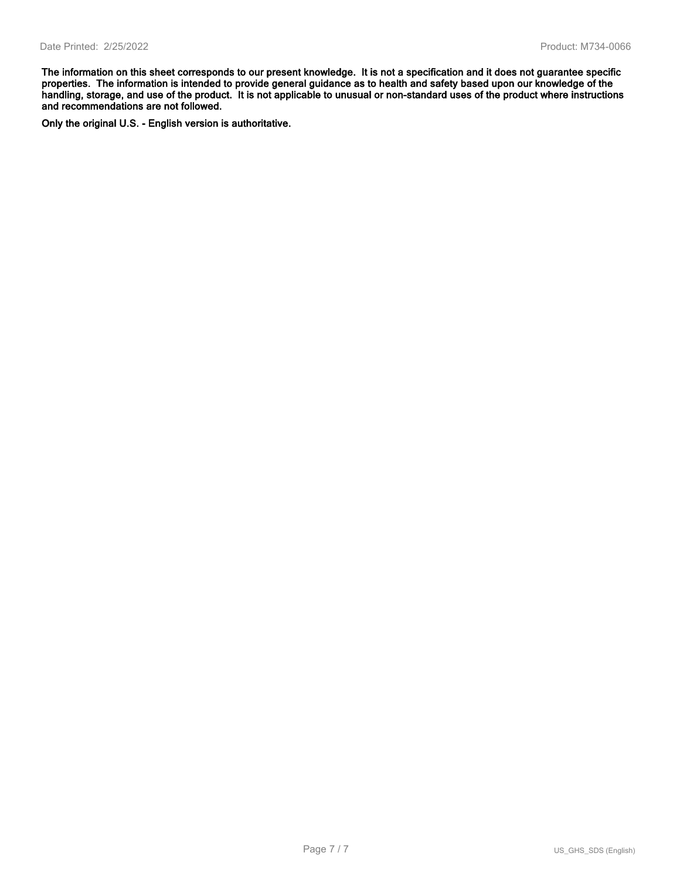**The information on this sheet corresponds to our present knowledge. It is not a specification and it does not guarantee specific properties. The information is intended to provide general guidance as to health and safety based upon our knowledge of the handling, storage, and use of the product. It is not applicable to unusual or non-standard uses of the product where instructions and recommendations are not followed.**

**Only the original U.S. - English version is authoritative.**